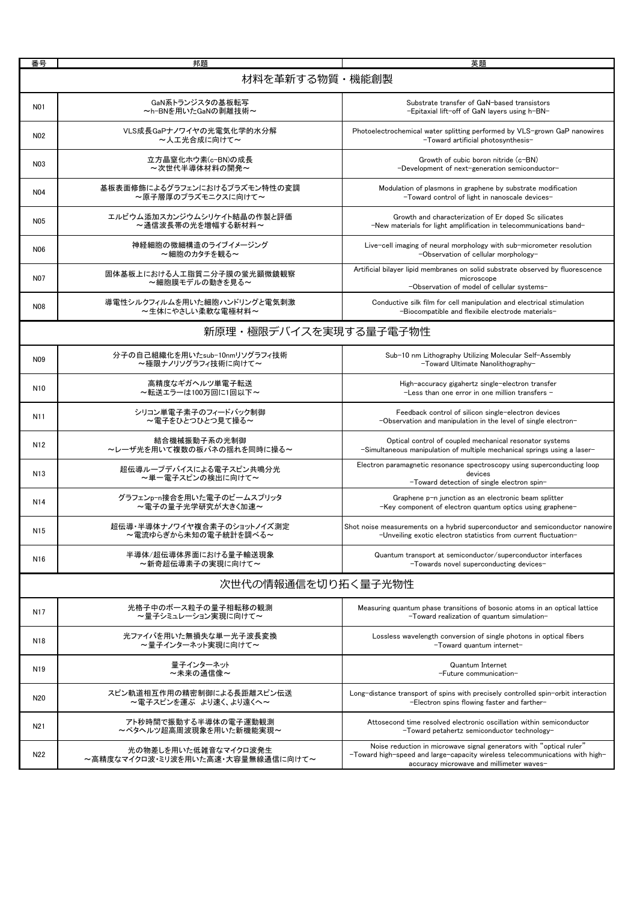| 番号 | 邦題 | 英題 |
| --- | --- | --- |
| 材料を革新する物質・機能創製 | | |
| N01 | GaN系トランジスタの基板転写<br>～h-BNを用いたGaNの剥離技術～ | Substrate transfer of GaN-based transistors<br>-Epitaxial lift-off of GaN layers using h-BN- |
| N02 | VLS成長GaPナノワイヤの光電気化学的水分解<br>～人工光合成に向けて～ | Photoelectrochemical water splitting performed by VLS-grown GaP nanowires<br>-Toward artificial photosynthesis- |
| N03 | 立方晶窒化ホウ素(c-BN)の成長<br>～次世代半導体材料の開発～ | Growth of cubic boron nitride (c-BN)<br>-Development of next-generation semiconductor- |
| N04 | 基板表面修飾によるグラフェンにおけるプラズモン特性の変調<br>～原子層厚のプラズモニクスに向けて～ | Modulation of plasmons in graphene by substrate modification<br>-Toward control of light in nanoscale devices- |
| N05 | エルビウム添加スカンジウムシリケイト結晶の作製と評価<br>～通信波長帯の光を増幅する新材料～ | Growth and characterization of Er doped Sc silicates<br>-New materials for light amplification in telecommunications band- |
| N06 | 神経細胞の微細構造のライブイメージング<br>～細胞のカタチを観る～ | Live-cell imaging of neural morphology with sub-micrometer resolution<br>-Observation of cellular morphology- |
| N07 | 固体基板上における人工脂質二分子膜の蛍光顕微鏡観察<br>～細胞膜モデルの動きを見る～ | Artificial bilayer lipid membranes on solid substrate observed by fluorescence microscope<br>-Observation of model of cellular systems- |
| N08 | 導電性シルクフィルムを用いた細胞ハンドリングと電気刺激<br>～生体にやさしい柔軟な電極材料～ | Conductive silk film for cell manipulation and electrical stimulation<br>-Biocompatible and flexibile electrode materials- |
| 新原理・極限デバイスを実現する量子電子物性 | | |
| N09 | 分子の自己組織化を用いたsub-10nmリソグラフィ技術<br>～極限ナノリソグラフィ技術に向けて～ | Sub-10 nm Lithography Utilizing Molecular Self-Assembly<br>-Toward Ultimate Nanolithography- |
| N10 | 高精度なギガヘルツ単電子転送<br>～転送エラーは100万回に1回以下～ | High-accuracy gigahertz single-electron transfer<br>-Less than one error in one million transfers - |
| N11 | シリコン単電子素子のフィードバック制御<br>～電子をひとつひとつ見て操る～ | Feedback control of silicon single-electron devices<br>-Observation and manipulation in the level of single electron- |
| N12 | 結合機械振動子系の光制御<br>～レーザ光を用いて複数の板バネの揺れを同時に操る～ | Optical control of coupled mechanical resonator systems<br>-Simultaneous manipulation of multiple mechanical springs using a laser- |
| N13 | 超伝導ループデバイスによる電子スピン共鳴分光<br>～単一電子スピンの検出に向けて～ | Electron paramagnetic resonance spectroscopy using superconducting loop devices<br>-Toward detection of single electron spin- |
| N14 | グラフェンp-n接合を用いた電子のビームスプリッタ<br>～電子の量子光学研究が大きく加速～ | Graphene p-n junction as an electronic beam splitter<br>-Key component of electron quantum optics using graphene- |
| N15 | 超伝導・半導体ナノワイヤ複合素子のショットノイズ測定<br>～電流ゆらぎから未知の電子統計を調べる～ | Shot noise measurements on a hybrid superconductor and semiconductor nanowire<br>-Unveiling exotic electron statistics from current fluctuation- |
| N16 | 半導体/超伝導体界面における量子輸送現象<br>～新奇超伝導素子の実現に向けて～ | Quantum transport at semiconductor/superconductor interfaces<br>-Towards novel superconducting devices- |
| 次世代の情報通信を切り拓く量子光物性 | | |
| N17 | 光格子中のボース粒子の量子相転移の観測<br>～量子シミュレーション実現に向けて～ | Measuring quantum phase transitions of bosonic atoms in an optical lattice<br>-Toward realization of quantum simulation- |
| N18 | 光ファイバを用いた無損失な単一光子波長変換<br>～量子インターネット実現に向けて～ | Lossless wavelength conversion of single photons in optical fibers<br>-Toward quantum internet- |
| N19 | 量子インターネット<br>～未来の通信像～ | Quantum Internet<br>-Future communication- |
| N20 | スピン軌道相互作用の精密制御による長距離スピン伝送<br>～電子スピンを運ぶ より速く、より遠くへ～ | Long-distance transport of spins with precisely controlled spin-orbit interaction<br>-Electron spins flowing faster and farther- |
| N21 | アト秒時間で振動する半導体の電子運動観測<br>～ペタヘルツ超高周波現象を用いた新機能実現～ | Attosecond time resolved electronic oscillation within semiconductor<br>-Toward petahertz semiconductor technology- |
| N22 | 光の物差しを用いた低雑音なマイクロ波発生<br>～高精度なマイクロ波・ミリ波を用いた高速・大容量無線通信に向けて～ | Noise reduction in microwave signal generators with "optical ruler"<br>-Toward high-speed and large-capacity wireless telecommunications with high-accuracy microwave and millimeter waves- |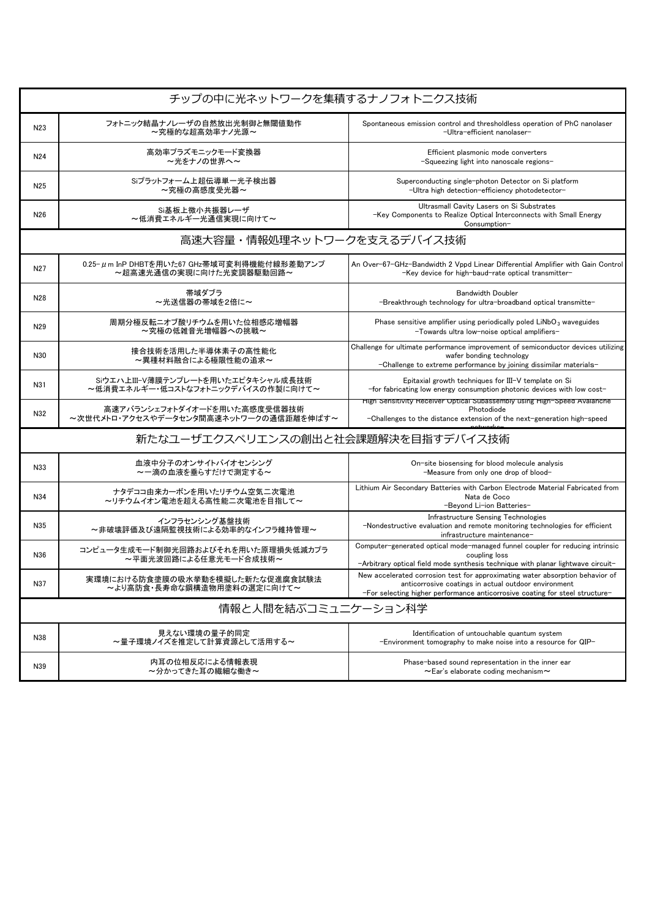| チップの中に光ネットワークを集積するナノフォトニクス技術 | | |
|---|---|---|
| N23 | フォトニック結晶ナノレーザの自然放出光制御と無閾値動作<br>～究極的な超高効率ナノ光源～ | Spontaneous emission control and thresholdless operation of PhC nanolaser<br>-Ultra-efficient nanolaser- |
| N24 | 高効率プラズモニックモード変換器<br>～光をナノの世界へ～ | Efficient plasmonic mode converters<br>-Squeezing light into nanoscale regions- |
| N25 | Siプラットフォーム上超伝導単一光子検出器<br>～究極の高感度受光器～ | Superconducting single-photon Detector on Si platform<br>-Ultra high detection-efficiency photodetector- |
| N26 | Si基板上微小共振器レーザ<br>～低消費エネルギー光通信実現に向けて～ | Ultrasmall Cavity Lasers on Si Substrates<br>-Key Components to Realize Optical Interconnects with Small Energy Consumption- |
| **高速大容量・情報処理ネットワークを支えるデバイス技術** | | |
| N27 | 0.25-$\mu$m InP DHBTを用いた67 GHz帯域可変利得機能付線形差動アンプ<br>～超高速光通信の実現に向けた光変調器駆動回路～ | An Over-67-GHz-Bandwidth 2 Vppd Linear Differential Amplifier with Gain Control<br>-Key device for high-baud-rate optical transmitter- |
| N28 | 帯域ダブラ<br>～光送信器の帯域を2倍に～ | Bandwidth Doubler<br>-Breakthrough technology for ultra-broadband optical transmitte- |
| N29 | 周期分極反転ニオブ酸リチウムを用いた位相感応増幅器<br>～究極の低雑音光増幅器への挑戦～ | Phase sensitive amplifier using periodically poled $LiNbO_3$ waveguides<br>-Towards ultra low-noise optical amplifiers- |
| N30 | 接合技術を活用した半導体素子の高性能化<br>～異種材料融合による極限性能の追求～ | Challenge for ultimate performance improvement of semiconductor devices utilizing wafer bonding technology<br>-Challenge to extreme performance by joining dissimilar materials- |
| N31 | SiウエハIII-V薄膜テンプレートを用いたエピタキシャル成長技術<br>～低消費エネルギー・低コストなフォトニックデバイスの作製に向けて～ | Epitaxial growth techniques for III-V template on Si<br>-for fabricating low energy consumption photonic devices with low cost- |
| N32 | 高速アバランシェフォトダイオードを用いた高感度受信器技術<br>～次世代メトロ・アクセスやデータセンタ間高速ネットワークの通信距離を伸ばす～ | High Sensitivity Receiver Optical Subassembly using High-Speed Avalanche Photodiode<br>-Challenges to the distance extension of the next-generation high-speed networks- |
| **新たなユーザエクスペリエンスの創出と社会課題解決を目指すデバイス技術** | | |
| N33 | 血液中分子のオンサイトバイオセンシング<br>～一滴の血液を垂らすだけで測定する～ | On-site biosensing for blood molecule analysis<br>-Measure from only one drop of blood- |
| N34 | ナタデココ由来カーボンを用いたリチウム空気二次電池<br>～リチウムイオン電池を超える高性能二次電池を目指して～ | Lithium Air Secondary Batteries with Carbon Electrode Material Fabricated from Nata de Coco<br>-Beyond Li-ion Batteries- |
| N35 | インフラセンシング基盤技術<br>～非破壊評価及び遠隔監視技術による効率的なインフラ維持管理～ | Infrastructure Sensing Technologies<br>-Nondestructive evaluation and remote monitoring technologies for efficient infrastructure maintenance- |
| N36 | コンピュータ生成モード制御光回路およびそれを用いた原理損失低減カプラ<br>～平面光波回路による任意光モード合成技術～ | Computer-generated optical mode-managed funnel coupler for reducing intrinsic coupling loss<br>-Arbitrary optical field mode synthesis technique with planar lightwave circuit- |
| N37 | 実環境における防食塗膜の吸水挙動を模擬した新たな促進腐食試験法<br>～より高防食・長寿命な鋼構造物用塗料の選定に向けて～ | New accelerated corrosion test for approximating water absorption behavior of anticorrosive coatings in actual outdoor environment<br>-For selecting higher performance anticorrosive coating for steel structure- |
| **情報と人間を結ぶコミュニケーション科学** | | |
| N38 | 見えない環境の量子的同定<br>～量子環境ノイズを推定して計算資源として活用する～ | Identification of untouchable quantum system<br>-Environment tomography to make noise into a resource for QIP- |
| N39 | 内耳の位相反応による情報表現<br>～分かってきた耳の繊細な働き～ | Phase-based sound representation in the inner ear<br>～Ear's elaborate coding mechanism～ |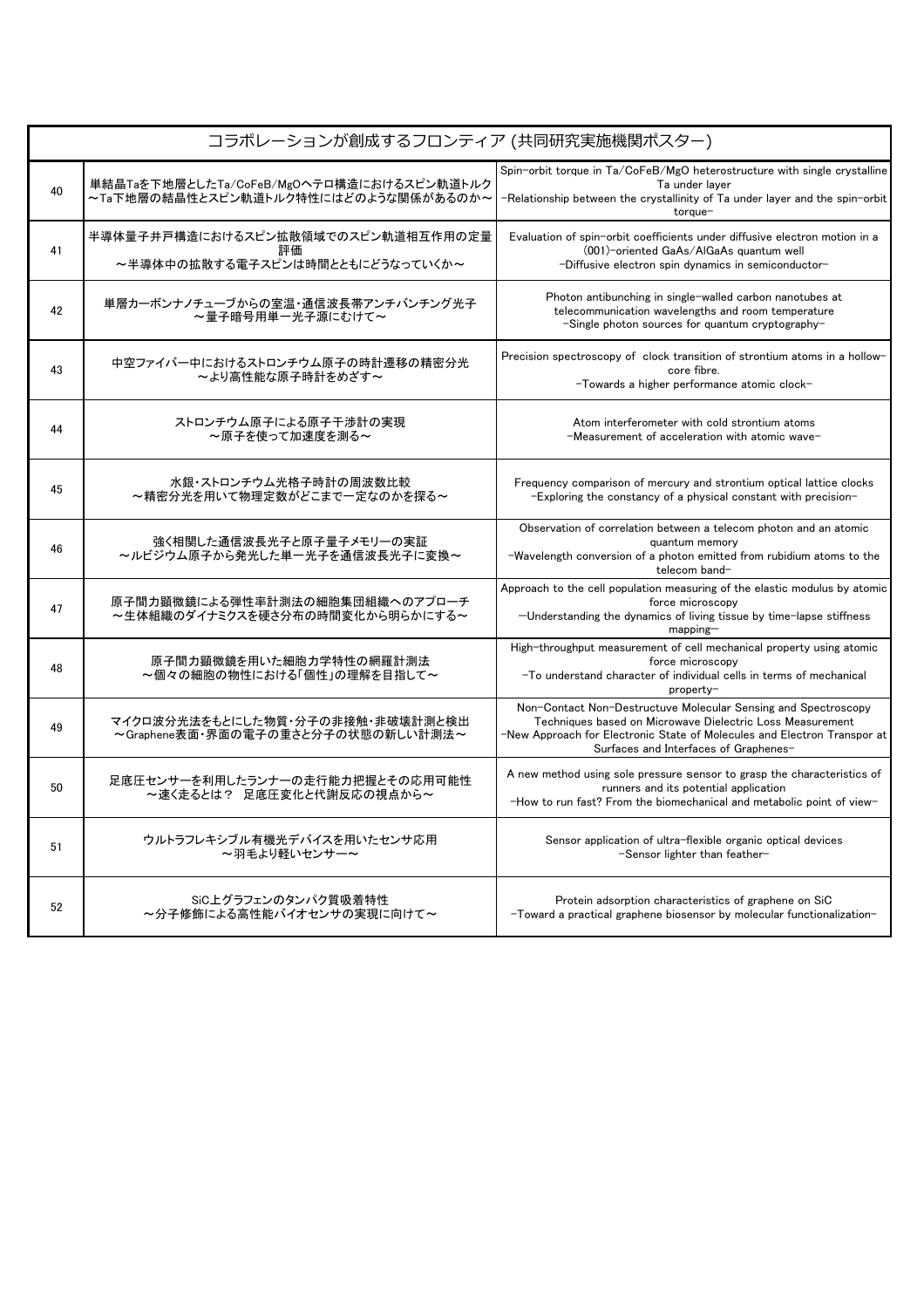| コラボレーションが創成するフロンティア (共同研究実施機関ポスター) | | |
|---|---|---|
| 40 | 単結晶Taを下地層としたTa/CoFeB/MgOヘテロ構造におけるスピン軌道トルク<br>～Ta下地層の結晶性とスピン軌道トルク特性にはどのような関係があるのか～ | Spin-orbit torque in Ta/CoFeB/MgO heterostructure with single crystalline Ta under layer<br>-Relationship between the crystallinity of Ta under layer and the spin-orbit torque- |
| 41 | 半導体量子井戸構造におけるスピン拡散領域でのスピン軌道相互作用の定量評価<br>～半導体中の拡散する電子スピンは時間とともにどうなっていくか～ | Evaluation of spin-orbit coefficients under diffusive electron motion in a (001)-oriented GaAs/AlGaAs quantum well<br>-Diffusive electron spin dynamics in semiconductor- |
| 42 | 単層カーボンナノチューブからの室温・通信波長帯アンチバンチング光子<br>～量子暗号用単一光子源にむけて～ | Photon antibunching in single-walled carbon nanotubes at telecommunication wavelengths and room temperature<br>-Single photon sources for quantum cryptography- |
| 43 | 中空ファイバー中におけるストロンチウム原子の時計遷移の精密分光<br>～より高性能な原子時計をめざす～ | Precision spectroscopy of clock transition of strontium atoms in a hollow-core fibre.<br>-Towards a higher performance atomic clock- |
| 44 | ストロンチウム原子による原子干渉計の実現<br>～原子を使って加速度を測る～ | Atom interferometer with cold strontium atoms<br>-Measurement of acceleration with atomic wave- |
| 45 | 水銀・ストロンチウム光格子時計の周波数比較<br>～精密分光を用いて物理定数がどこまで一定なのかを探る～ | Frequency comparison of mercury and strontium optical lattice clocks<br>-Exploring the constancy of a physical constant with precision- |
| 46 | 強く相関した通信波長光子と原子量子メモリーの実証<br>～ルビジウム原子から発光した単一光子を通信波長光子に変換～ | Observation of correlation between a telecom photon and an atomic quantum memory<br>-Wavelength conversion of a photon emitted from rubidium atoms to the telecom band- |
| 47 | 原子間力顕微鏡による弾性率計測法の細胞集団組織へのアプローチ<br>～生体組織のダイナミクスを硬さ分布の時間変化から明らかにする～ | Approach to the cell population measuring of the elastic modulus by atomic force microscopy<br>―Understanding the dynamics of living tissue by time-lapse stiffness mapping― |
| 48 | 原子間力顕微鏡を用いた細胞力学特性の網羅計測法<br>～個々の細胞の物性における｢個性｣の理解を目指して～ | High-throughput measurement of cell mechanical property using atomic force microscopy<br>-To understand character of individual cells in terms of mechanical property- |
| 49 | マイクロ波分光法をもとにした物質・分子の非接触・非破壊計測と検出<br>～Graphene表面・界面の電子の重さと分子の状態の新しい計測法～ | Non-Contact Non-Destructuve Molecular Sensing and Spectroscopy Techniques based on Microwave Dielectric Loss Measurement<br>-New Approach for Electronic State of Molecules and Electron Transpor at Surfaces and Interfaces of Graphenes- |
| 50 | 足底圧センサーを利用したランナーの走行能力把握とその応用可能性<br>～速く走るとは？ 足底圧変化と代謝反応の視点から～ | A new method using sole pressure sensor to grasp the characteristics of runners and its potential application<br>-How to run fast? From the biomechanical and metabolic point of view- |
| 51 | ウルトラフレキシブル有機光デバイスを用いたセンサ応用<br>～羽毛より軽いセンサー～ | Sensor application of ultra-flexible organic optical devices<br>-Sensor lighter than feather- |
| 52 | SiC上グラフェンのタンパク質吸着特性<br>～分子修飾による高性能バイオセンサの実現に向けて～ | Protein adsorption characteristics of graphene on SiC<br>-Toward a practical graphene biosensor by molecular functionalization- |